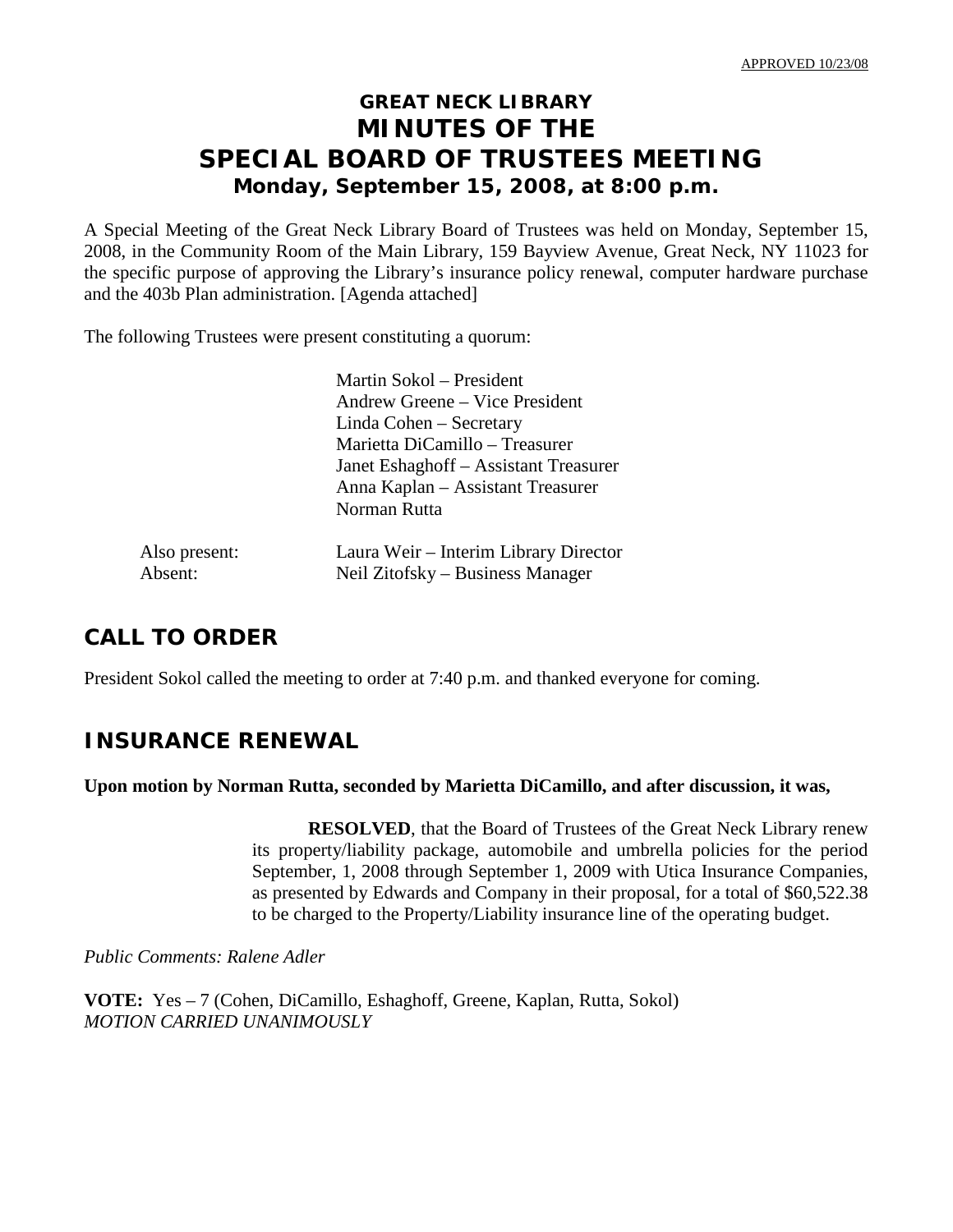APPROVED 10/23/08

# GREAT NECK LIBRARY
# MINUTES OF THE
# SPECIAL BOARD OF TRUSTEES MEETING
### Monday, September 15, 2008, at 8:00 p.m.

A Special Meeting of the Great Neck Library Board of Trustees was held on Monday, September 15, 2008, in the Community Room of the Main Library, 159 Bayview Avenue, Great Neck, NY 11023 for the specific purpose of approving the Library's insurance policy renewal, computer hardware purchase and the 403b Plan administration. [Agenda attached]

The following Trustees were present constituting a quorum:

Martin Sokol – President
Andrew Greene – Vice President
Linda Cohen – Secretary
Marietta DiCamillo – Treasurer
Janet Eshaghoff – Assistant Treasurer
Anna Kaplan – Assistant Treasurer
Norman Rutta

Also present: Laura Weir – Interim Library Director
Absent: Neil Zitofsky – Business Manager

## CALL TO ORDER

President Sokol called the meeting to order at 7:40 p.m. and thanked everyone for coming.

## INSURANCE RENEWAL

**Upon motion by Norman Rutta, seconded by Marietta DiCamillo, and after discussion, it was,**

> **RESOLVED**, that the Board of Trustees of the Great Neck Library renew its property/liability package, automobile and umbrella policies for the period September, 1, 2008 through September 1, 2009 with Utica Insurance Companies, as presented by Edwards and Company in their proposal, for a total of $60,522.38 to be charged to the Property/Liability insurance line of the operating budget.

*Public Comments: Ralene Adler*

**VOTE:** Yes – 7 (Cohen, DiCamillo, Eshaghoff, Greene, Kaplan, Rutta, Sokol)
*MOTION CARRIED UNANIMOUSLY*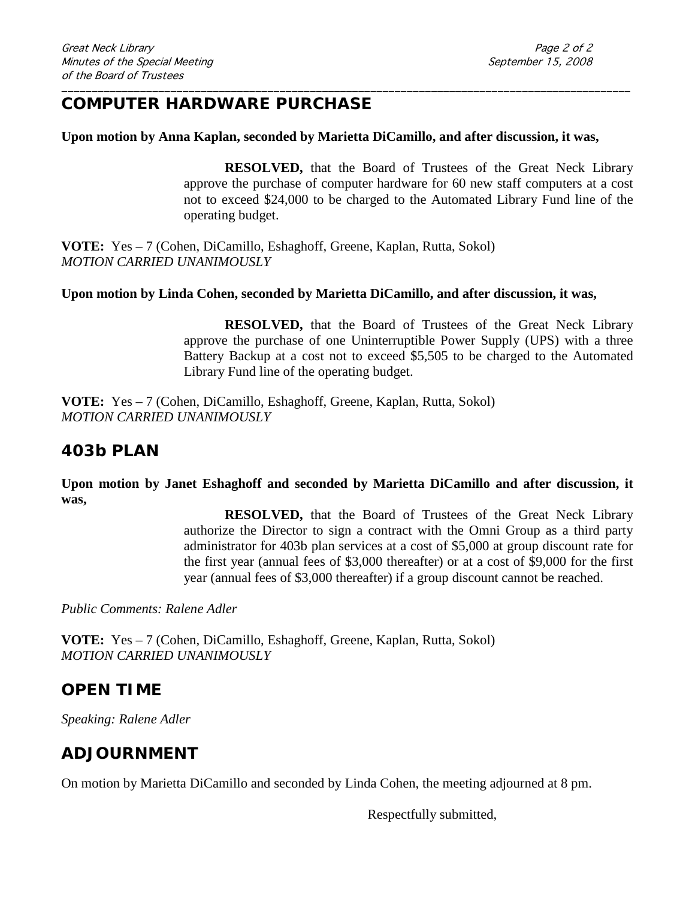## COMPUTER HARDWARE PURCHASE

**Upon motion by Anna Kaplan, seconded by Marietta DiCamillo, and after discussion, it was,**

> **RESOLVED,** that the Board of Trustees of the Great Neck Library approve the purchase of computer hardware for 60 new staff computers at a cost not to exceed $24,000 to be charged to the Automated Library Fund line of the operating budget.

**VOTE:** Yes – 7 (Cohen, DiCamillo, Eshaghoff, Greene, Kaplan, Rutta, Sokol)
*MOTION CARRIED UNANIMOUSLY*

**Upon motion by Linda Cohen, seconded by Marietta DiCamillo, and after discussion, it was,**

> **RESOLVED,** that the Board of Trustees of the Great Neck Library approve the purchase of one Uninterruptible Power Supply (UPS) with a three Battery Backup at a cost not to exceed $5,505 to be charged to the Automated Library Fund line of the operating budget.

**VOTE:** Yes – 7 (Cohen, DiCamillo, Eshaghoff, Greene, Kaplan, Rutta, Sokol)
*MOTION CARRIED UNANIMOUSLY*

## 403b PLAN

**Upon motion by Janet Eshaghoff and seconded by Marietta DiCamillo and after discussion, it was,**

> **RESOLVED,** that the Board of Trustees of the Great Neck Library authorize the Director to sign a contract with the Omni Group as a third party administrator for 403b plan services at a cost of $5,000 at group discount rate for the first year (annual fees of $3,000 thereafter) or at a cost of $9,000 for the first year (annual fees of $3,000 thereafter) if a group discount cannot be reached.

*Public Comments: Ralene Adler*

**VOTE:** Yes – 7 (Cohen, DiCamillo, Eshaghoff, Greene, Kaplan, Rutta, Sokol)
*MOTION CARRIED UNANIMOUSLY*

## OPEN TIME

*Speaking: Ralene Adler*

## ADJOURNMENT

On motion by Marietta DiCamillo and seconded by Linda Cohen, the meeting adjourned at 8 pm.

Respectfully submitted,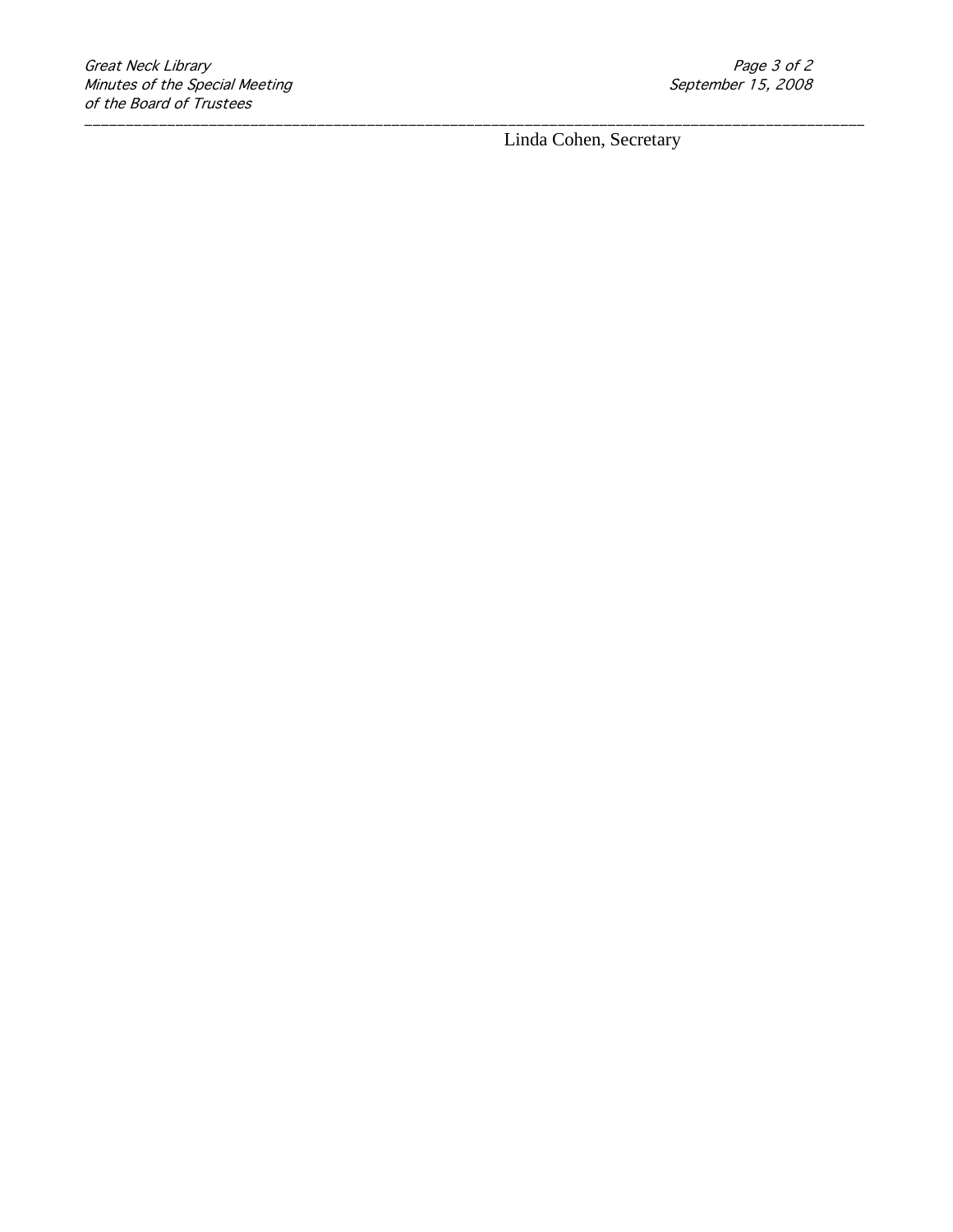Linda Cohen, Secretary